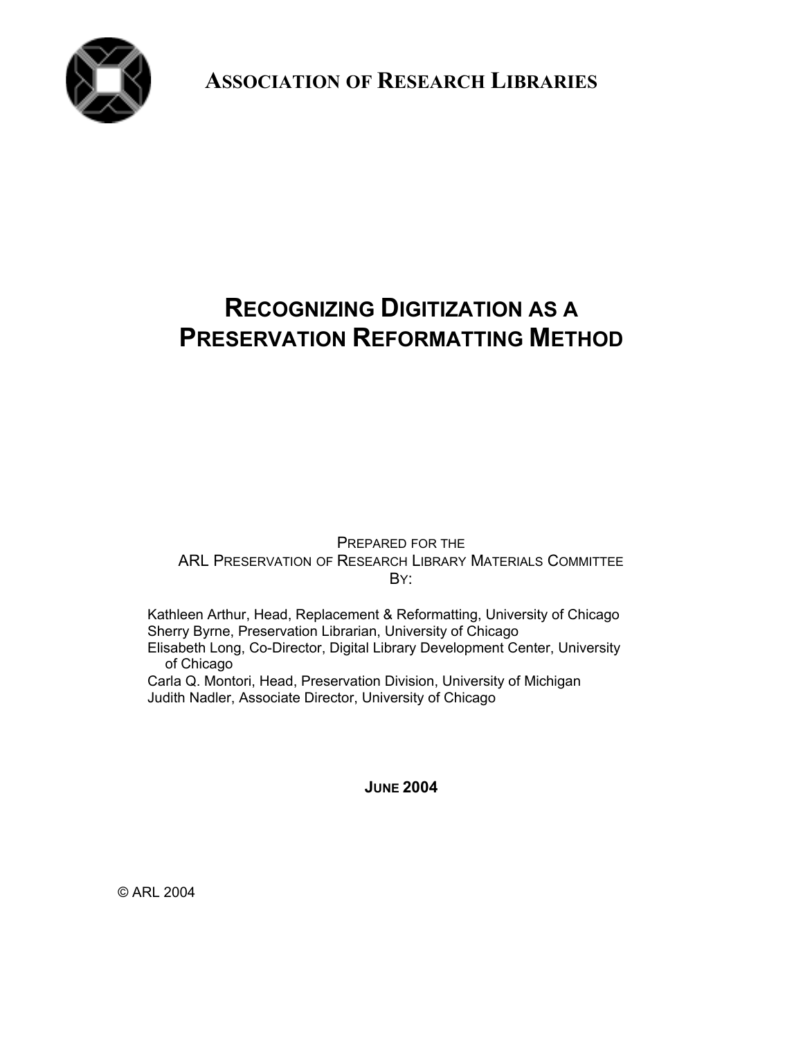**ASSOCIATION OF RESEARCH LIBRARIES**

# RECOGNIZING DIGITIZATION AS A PRESERVATION REFORMATTING METHOD

PREPARED FOR THE
ARL PRESERVATION OF RESEARCH LIBRARY MATERIALS COMMITTEE
BY:

Kathleen Arthur, Head, Replacement & Reformatting, University of Chicago
Sherry Byrne, Preservation Librarian, University of Chicago
Elisabeth Long, Co-Director, Digital Library Development Center, University of Chicago
Carla Q. Montori, Head, Preservation Division, University of Michigan
Judith Nadler, Associate Director, University of Chicago

**JUNE 2004**

© ARL 2004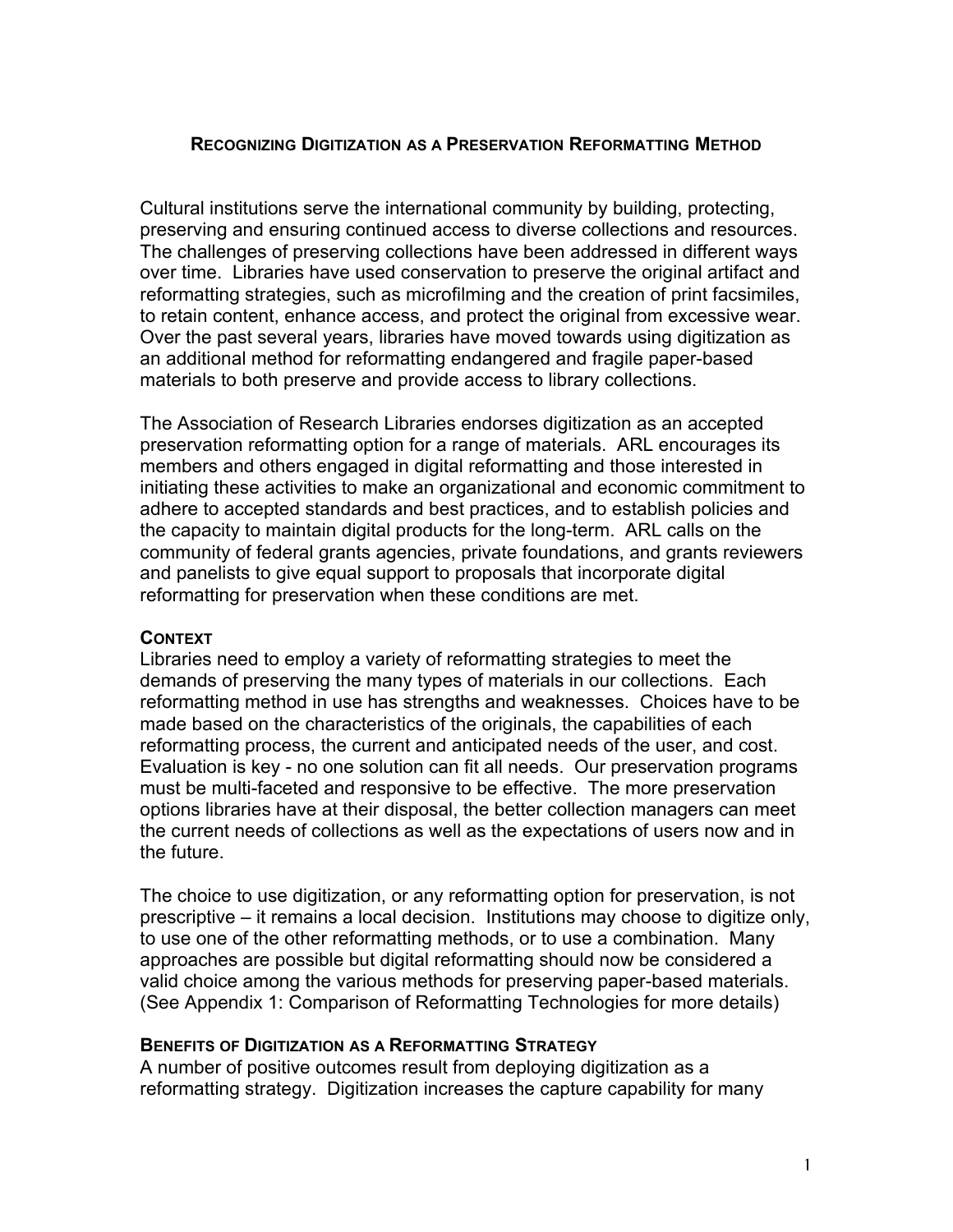# Recognizing Digitization as a Preservation Reformatting Method

Cultural institutions serve the international community by building, protecting, preserving and ensuring continued access to diverse collections and resources. The challenges of preserving collections have been addressed in different ways over time. Libraries have used conservation to preserve the original artifact and reformatting strategies, such as microfilming and the creation of print facsimiles, to retain content, enhance access, and protect the original from excessive wear. Over the past several years, libraries have moved towards using digitization as an additional method for reformatting endangered and fragile paper-based materials to both preserve and provide access to library collections.

The Association of Research Libraries endorses digitization as an accepted preservation reformatting option for a range of materials. ARL encourages its members and others engaged in digital reformatting and those interested in initiating these activities to make an organizational and economic commitment to adhere to accepted standards and best practices, and to establish policies and the capacity to maintain digital products for the long-term. ARL calls on the community of federal grants agencies, private foundations, and grants reviewers and panelists to give equal support to proposals that incorporate digital reformatting for preservation when these conditions are met.

## Context

Libraries need to employ a variety of reformatting strategies to meet the demands of preserving the many types of materials in our collections. Each reformatting method in use has strengths and weaknesses. Choices have to be made based on the characteristics of the originals, the capabilities of each reformatting process, the current and anticipated needs of the user, and cost. Evaluation is key - no one solution can fit all needs. Our preservation programs must be multi-faceted and responsive to be effective. The more preservation options libraries have at their disposal, the better collection managers can meet the current needs of collections as well as the expectations of users now and in the future.

The choice to use digitization, or any reformatting option for preservation, is not prescriptive – it remains a local decision. Institutions may choose to digitize only, to use one of the other reformatting methods, or to use a combination. Many approaches are possible but digital reformatting should now be considered a valid choice among the various methods for preserving paper-based materials. (See Appendix 1: Comparison of Reformatting Technologies for more details)

## Benefits of Digitization as a Reformatting Strategy

A number of positive outcomes result from deploying digitization as a reformatting strategy. Digitization increases the capture capability for many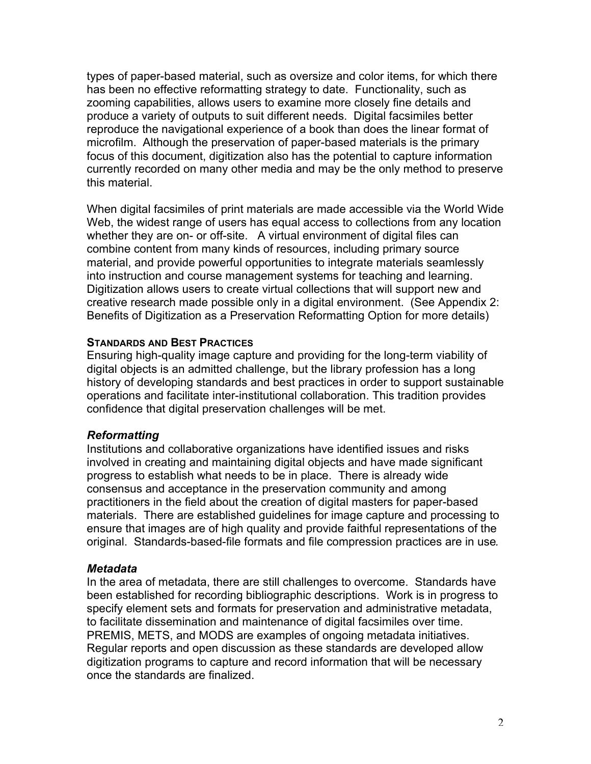types of paper-based material, such as oversize and color items, for which there has been no effective reformatting strategy to date. Functionality, such as zooming capabilities, allows users to examine more closely fine details and produce a variety of outputs to suit different needs. Digital facsimiles better reproduce the navigational experience of a book than does the linear format of microfilm. Although the preservation of paper-based materials is the primary focus of this document, digitization also has the potential to capture information currently recorded on many other media and may be the only method to preserve this material.

When digital facsimiles of print materials are made accessible via the World Wide Web, the widest range of users has equal access to collections from any location whether they are on- or off-site. A virtual environment of digital files can combine content from many kinds of resources, including primary source material, and provide powerful opportunities to integrate materials seamlessly into instruction and course management systems for teaching and learning. Digitization allows users to create virtual collections that will support new and creative research made possible only in a digital environment. (See Appendix 2: Benefits of Digitization as a Preservation Reformatting Option for more details)

## STANDARDS AND BEST PRACTICES

Ensuring high-quality image capture and providing for the long-term viability of digital objects is an admitted challenge, but the library profession has a long history of developing standards and best practices in order to support sustainable operations and facilitate inter-institutional collaboration. This tradition provides confidence that digital preservation challenges will be met.

### *Reformatting*

Institutions and collaborative organizations have identified issues and risks involved in creating and maintaining digital objects and have made significant progress to establish what needs to be in place. There is already wide consensus and acceptance in the preservation community and among practitioners in the field about the creation of digital masters for paper-based materials. There are established guidelines for image capture and processing to ensure that images are of high quality and provide faithful representations of the original. Standards-based-file formats and file compression practices are in use.

### *Metadata*

In the area of metadata, there are still challenges to overcome. Standards have been established for recording bibliographic descriptions. Work is in progress to specify element sets and formats for preservation and administrative metadata, to facilitate dissemination and maintenance of digital facsimiles over time. PREMIS, METS, and MODS are examples of ongoing metadata initiatives. Regular reports and open discussion as these standards are developed allow digitization programs to capture and record information that will be necessary once the standards are finalized.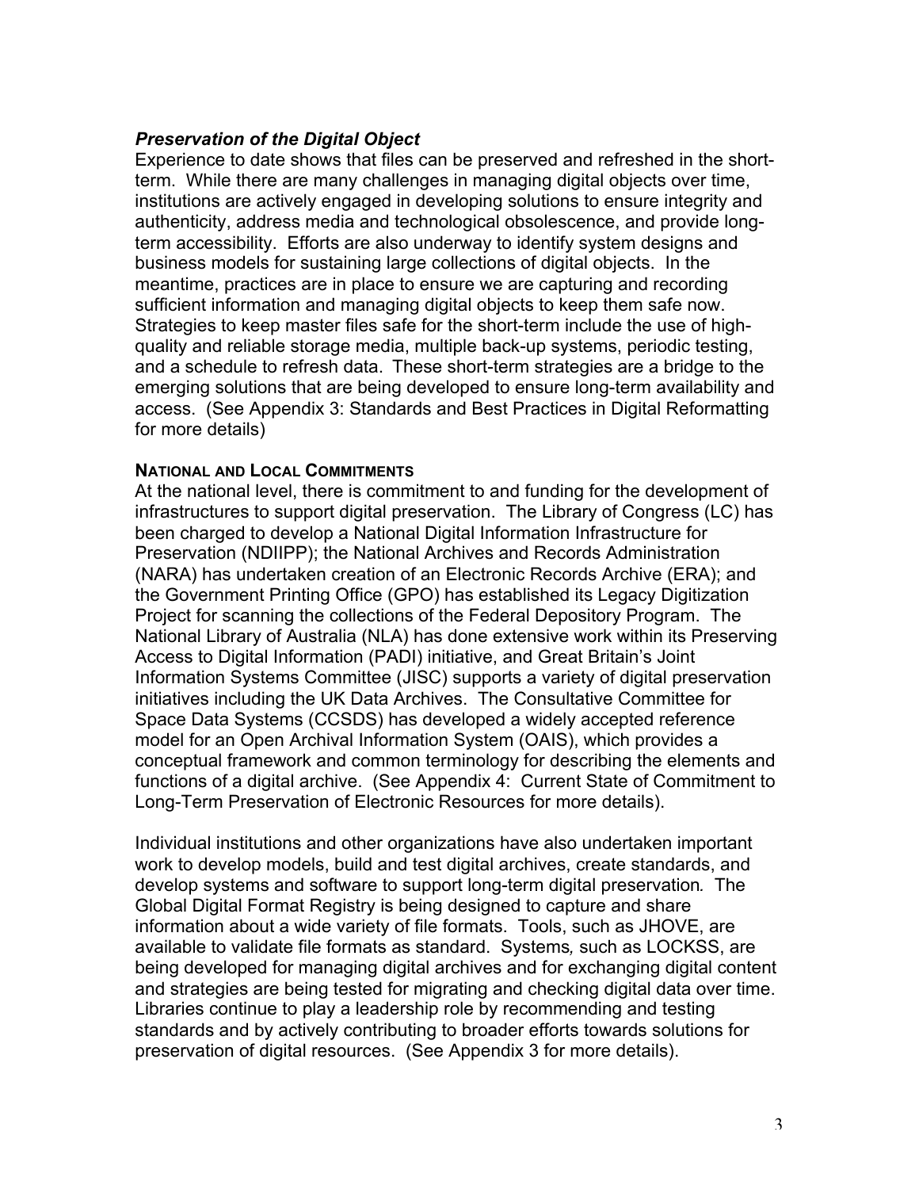### *Preservation of the Digital Object*

Experience to date shows that files can be preserved and refreshed in the short-term. While there are many challenges in managing digital objects over time, institutions are actively engaged in developing solutions to ensure integrity and authenticity, address media and technological obsolescence, and provide long-term accessibility. Efforts are also underway to identify system designs and business models for sustaining large collections of digital objects. In the meantime, practices are in place to ensure we are capturing and recording sufficient information and managing digital objects to keep them safe now. Strategies to keep master files safe for the short-term include the use of high-quality and reliable storage media, multiple back-up systems, periodic testing, and a schedule to refresh data. These short-term strategies are a bridge to the emerging solutions that are being developed to ensure long-term availability and access. (See Appendix 3: Standards and Best Practices in Digital Reformatting for more details)

#### NATIONAL AND LOCAL COMMITMENTS

At the national level, there is commitment to and funding for the development of infrastructures to support digital preservation. The Library of Congress (LC) has been charged to develop a National Digital Information Infrastructure for Preservation (NDIIPP); the National Archives and Records Administration (NARA) has undertaken creation of an Electronic Records Archive (ERA); and the Government Printing Office (GPO) has established its Legacy Digitization Project for scanning the collections of the Federal Depository Program. The National Library of Australia (NLA) has done extensive work within its Preserving Access to Digital Information (PADI) initiative, and Great Britain's Joint Information Systems Committee (JISC) supports a variety of digital preservation initiatives including the UK Data Archives. The Consultative Committee for Space Data Systems (CCSDS) has developed a widely accepted reference model for an Open Archival Information System (OAIS), which provides a conceptual framework and common terminology for describing the elements and functions of a digital archive. (See Appendix 4: Current State of Commitment to Long-Term Preservation of Electronic Resources for more details).

Individual institutions and other organizations have also undertaken important work to develop models, build and test digital archives, create standards, and develop systems and software to support long-term digital preservation. The Global Digital Format Registry is being designed to capture and share information about a wide variety of file formats. Tools, such as JHOVE, are available to validate file formats as standard. Systems, such as LOCKSS, are being developed for managing digital archives and for exchanging digital content and strategies are being tested for migrating and checking digital data over time. Libraries continue to play a leadership role by recommending and testing standards and by actively contributing to broader efforts towards solutions for preservation of digital resources. (See Appendix 3 for more details).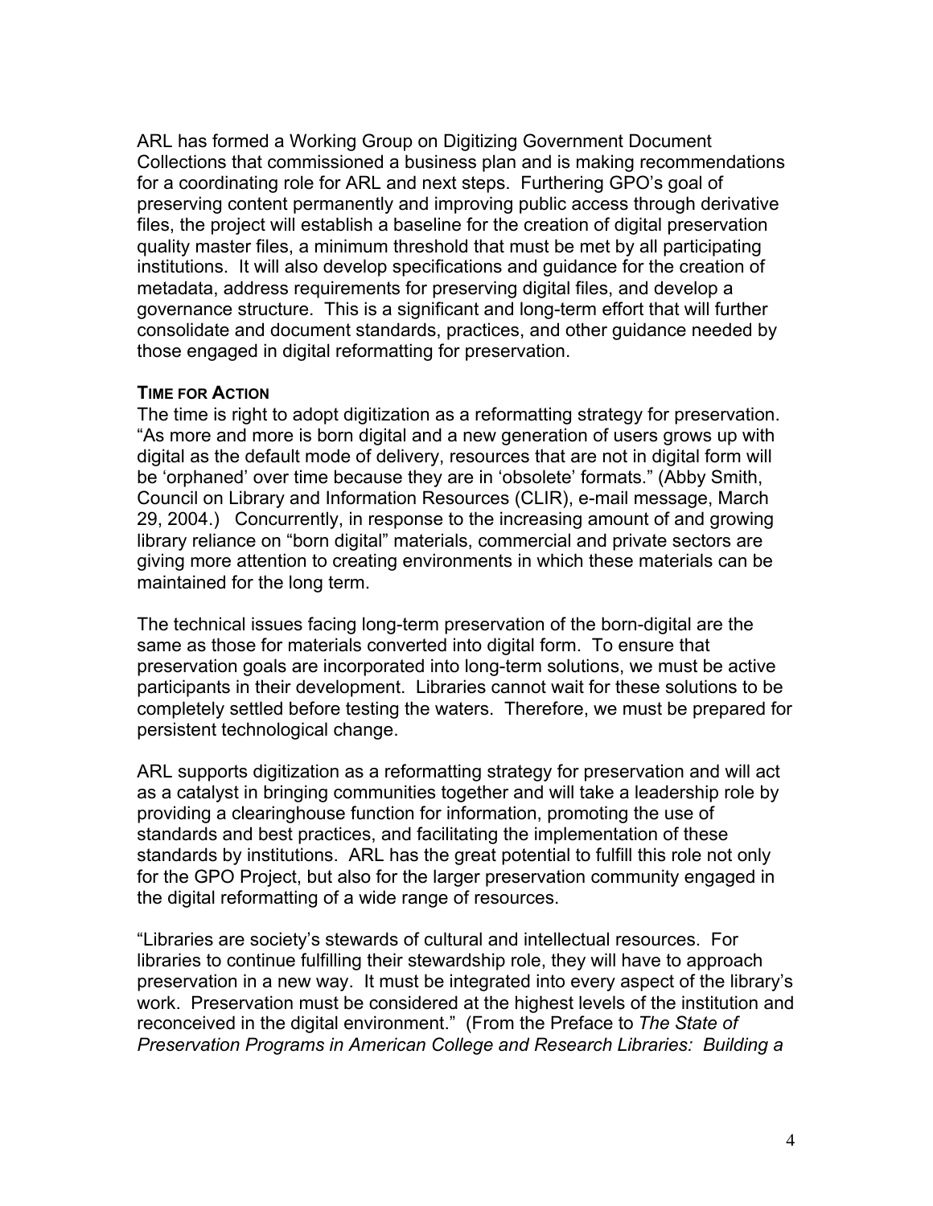ARL has formed a Working Group on Digitizing Government Document Collections that commissioned a business plan and is making recommendations for a coordinating role for ARL and next steps. Furthering GPO's goal of preserving content permanently and improving public access through derivative files, the project will establish a baseline for the creation of digital preservation quality master files, a minimum threshold that must be met by all participating institutions. It will also develop specifications and guidance for the creation of metadata, address requirements for preserving digital files, and develop a governance structure. This is a significant and long-term effort that will further consolidate and document standards, practices, and other guidance needed by those engaged in digital reformatting for preservation.

**TIME FOR ACTION**

The time is right to adopt digitization as a reformatting strategy for preservation. "As more and more is born digital and a new generation of users grows up with digital as the default mode of delivery, resources that are not in digital form will be 'orphaned' over time because they are in 'obsolete' formats." (Abby Smith, Council on Library and Information Resources (CLIR), e-mail message, March 29, 2004.) Concurrently, in response to the increasing amount of and growing library reliance on "born digital" materials, commercial and private sectors are giving more attention to creating environments in which these materials can be maintained for the long term.

The technical issues facing long-term preservation of the born-digital are the same as those for materials converted into digital form. To ensure that preservation goals are incorporated into long-term solutions, we must be active participants in their development. Libraries cannot wait for these solutions to be completely settled before testing the waters. Therefore, we must be prepared for persistent technological change.

ARL supports digitization as a reformatting strategy for preservation and will act as a catalyst in bringing communities together and will take a leadership role by providing a clearinghouse function for information, promoting the use of standards and best practices, and facilitating the implementation of these standards by institutions. ARL has the great potential to fulfill this role not only for the GPO Project, but also for the larger preservation community engaged in the digital reformatting of a wide range of resources.

"Libraries are society's stewards of cultural and intellectual resources. For libraries to continue fulfilling their stewardship role, they will have to approach preservation in a new way. It must be integrated into every aspect of the library's work. Preservation must be considered at the highest levels of the institution and reconceived in the digital environment." (From the Preface to *The State of Preservation Programs in American College and Research Libraries: Building a*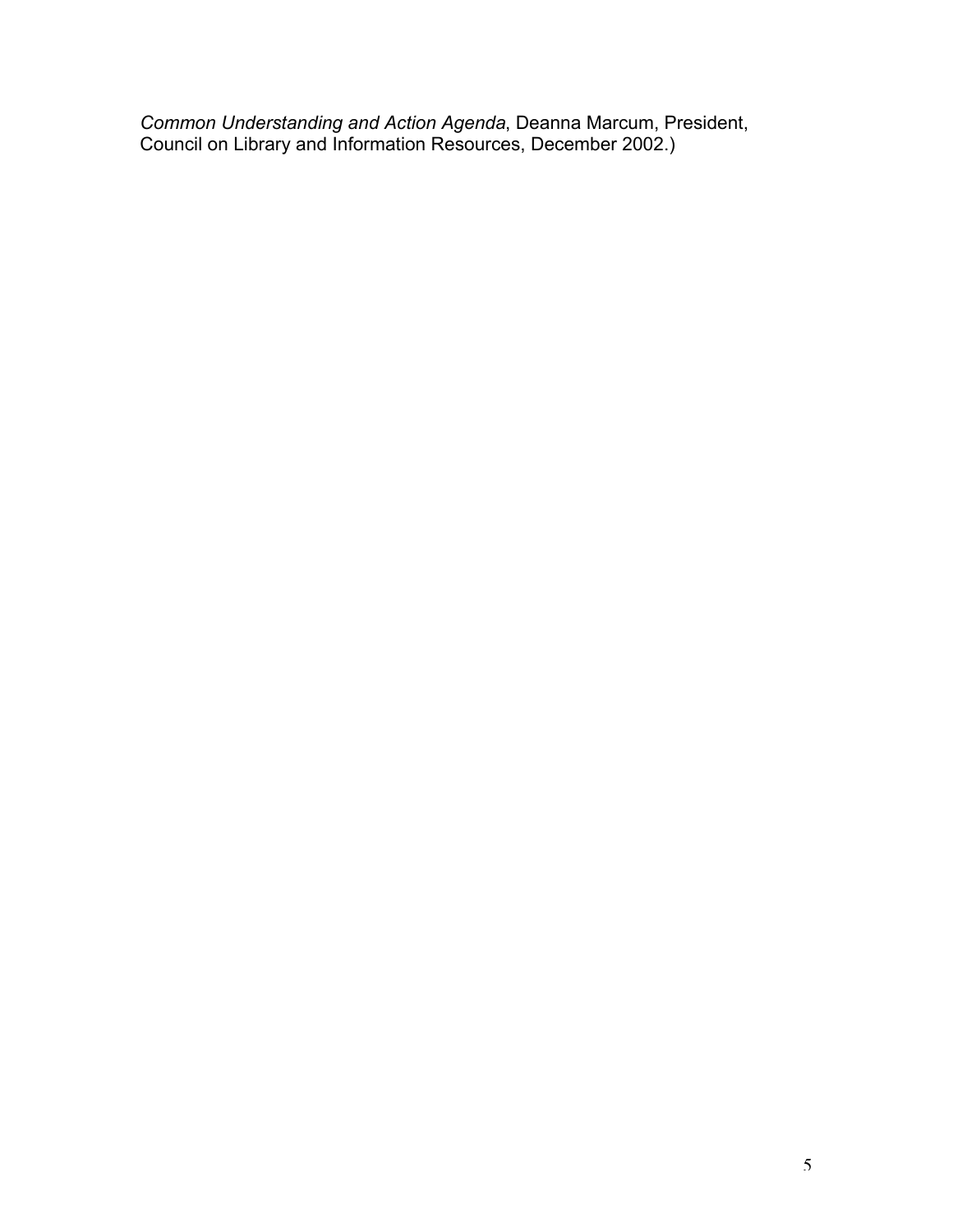*Common Understanding and Action Agenda*, Deanna Marcum, President, Council on Library and Information Resources, December 2002.)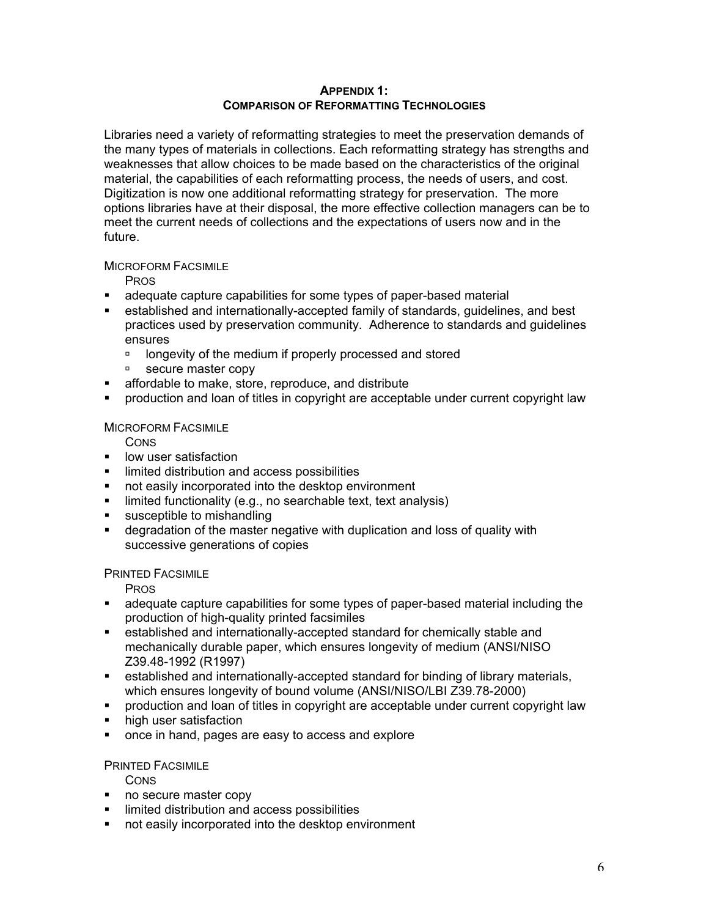## Appendix 1: Comparison of Reformatting Technologies

Libraries need a variety of reformatting strategies to meet the preservation demands of the many types of materials in collections. Each reformatting strategy has strengths and weaknesses that allow choices to be made based on the characteristics of the original material, the capabilities of each reformatting process, the needs of users, and cost. Digitization is now one additional reformatting strategy for preservation. The more options libraries have at their disposal, the more effective collection managers can be to meet the current needs of collections and the expectations of users now and in the future.

Microform Facsimile

Pros

- adequate capture capabilities for some types of paper-based material
- established and internationally-accepted family of standards, guidelines, and best practices used by preservation community. Adherence to standards and guidelines ensures
  - longevity of the medium if properly processed and stored
  - secure master copy
- affordable to make, store, reproduce, and distribute
- production and loan of titles in copyright are acceptable under current copyright law

Microform Facsimile

Cons

- low user satisfaction
- limited distribution and access possibilities
- not easily incorporated into the desktop environment
- limited functionality (e.g., no searchable text, text analysis)
- susceptible to mishandling
- degradation of the master negative with duplication and loss of quality with successive generations of copies

Printed Facsimile

Pros

- adequate capture capabilities for some types of paper-based material including the production of high-quality printed facsimiles
- established and internationally-accepted standard for chemically stable and mechanically durable paper, which ensures longevity of medium (ANSI/NISO Z39.48-1992 (R1997)
- established and internationally-accepted standard for binding of library materials, which ensures longevity of bound volume (ANSI/NISO/LBI Z39.78-2000)
- production and loan of titles in copyright are acceptable under current copyright law
- high user satisfaction
- once in hand, pages are easy to access and explore

Printed Facsimile

Cons

- no secure master copy
- limited distribution and access possibilities
- not easily incorporated into the desktop environment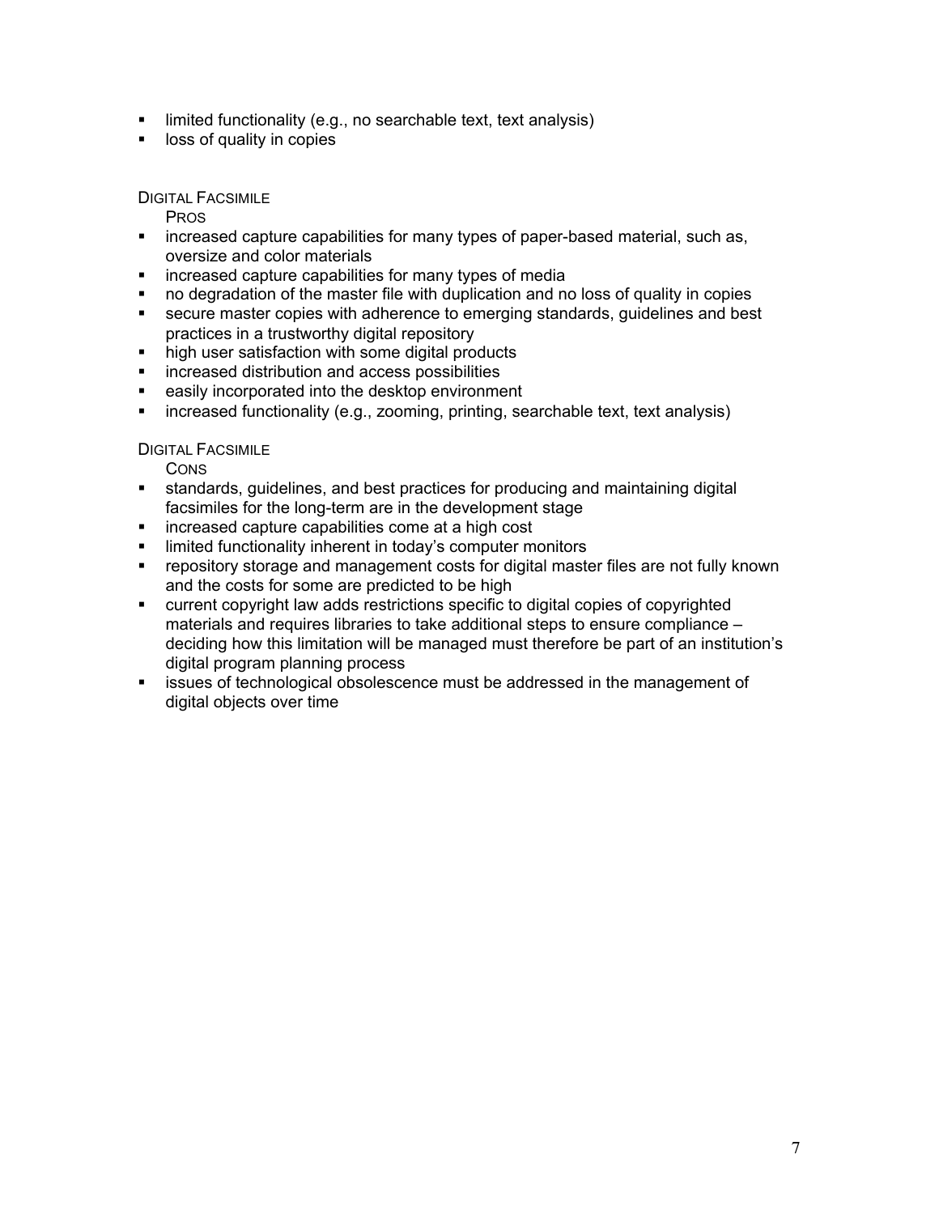- limited functionality (e.g., no searchable text, text analysis)
- loss of quality in copies

DIGITAL FACSIMILE

PROS

- increased capture capabilities for many types of paper-based material, such as, oversize and color materials
- increased capture capabilities for many types of media
- no degradation of the master file with duplication and no loss of quality in copies
- secure master copies with adherence to emerging standards, guidelines and best practices in a trustworthy digital repository
- high user satisfaction with some digital products
- increased distribution and access possibilities
- easily incorporated into the desktop environment
- increased functionality (e.g., zooming, printing, searchable text, text analysis)

DIGITAL FACSIMILE

CONS

- standards, guidelines, and best practices for producing and maintaining digital facsimiles for the long-term are in the development stage
- increased capture capabilities come at a high cost
- limited functionality inherent in today's computer monitors
- repository storage and management costs for digital master files are not fully known and the costs for some are predicted to be high
- current copyright law adds restrictions specific to digital copies of copyrighted materials and requires libraries to take additional steps to ensure compliance – deciding how this limitation will be managed must therefore be part of an institution's digital program planning process
- issues of technological obsolescence must be addressed in the management of digital objects over time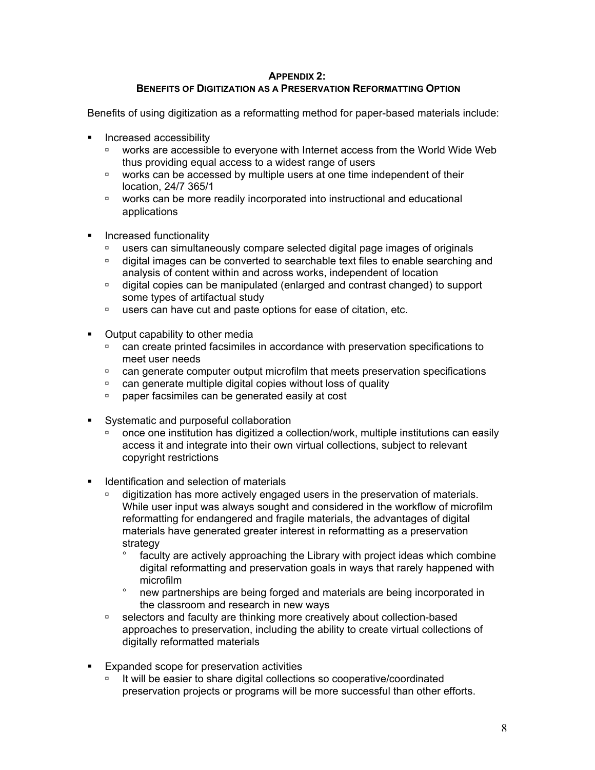## Appendix 2:
## Benefits of Digitization as a Preservation Reformatting Option

Benefits of using digitization as a reformatting method for paper-based materials include:

- Increased accessibility
  - works are accessible to everyone with Internet access from the World Wide Web thus providing equal access to a widest range of users
  - works can be accessed by multiple users at one time independent of their location, 24/7 365/1
  - works can be more readily incorporated into instructional and educational applications

- Increased functionality
  - users can simultaneously compare selected digital page images of originals
  - digital images can be converted to searchable text files to enable searching and analysis of content within and across works, independent of location
  - digital copies can be manipulated (enlarged and contrast changed) to support some types of artifactual study
  - users can have cut and paste options for ease of citation, etc.

- Output capability to other media
  - can create printed facsimiles in accordance with preservation specifications to meet user needs
  - can generate computer output microfilm that meets preservation specifications
  - can generate multiple digital copies without loss of quality
  - paper facsimiles can be generated easily at cost

- Systematic and purposeful collaboration
  - once one institution has digitized a collection/work, multiple institutions can easily access it and integrate into their own virtual collections, subject to relevant copyright restrictions

- Identification and selection of materials
  - digitization has more actively engaged users in the preservation of materials. While user input was always sought and considered in the workflow of microfilm reformatting for endangered and fragile materials, the advantages of digital materials have generated greater interest in reformatting as a preservation strategy
    - faculty are actively approaching the Library with project ideas which combine digital reformatting and preservation goals in ways that rarely happened with microfilm
    - new partnerships are being forged and materials are being incorporated in the classroom and research in new ways
  - selectors and faculty are thinking more creatively about collection-based approaches to preservation, including the ability to create virtual collections of digitally reformatted materials

- Expanded scope for preservation activities
  - It will be easier to share digital collections so cooperative/coordinated preservation projects or programs will be more successful than other efforts.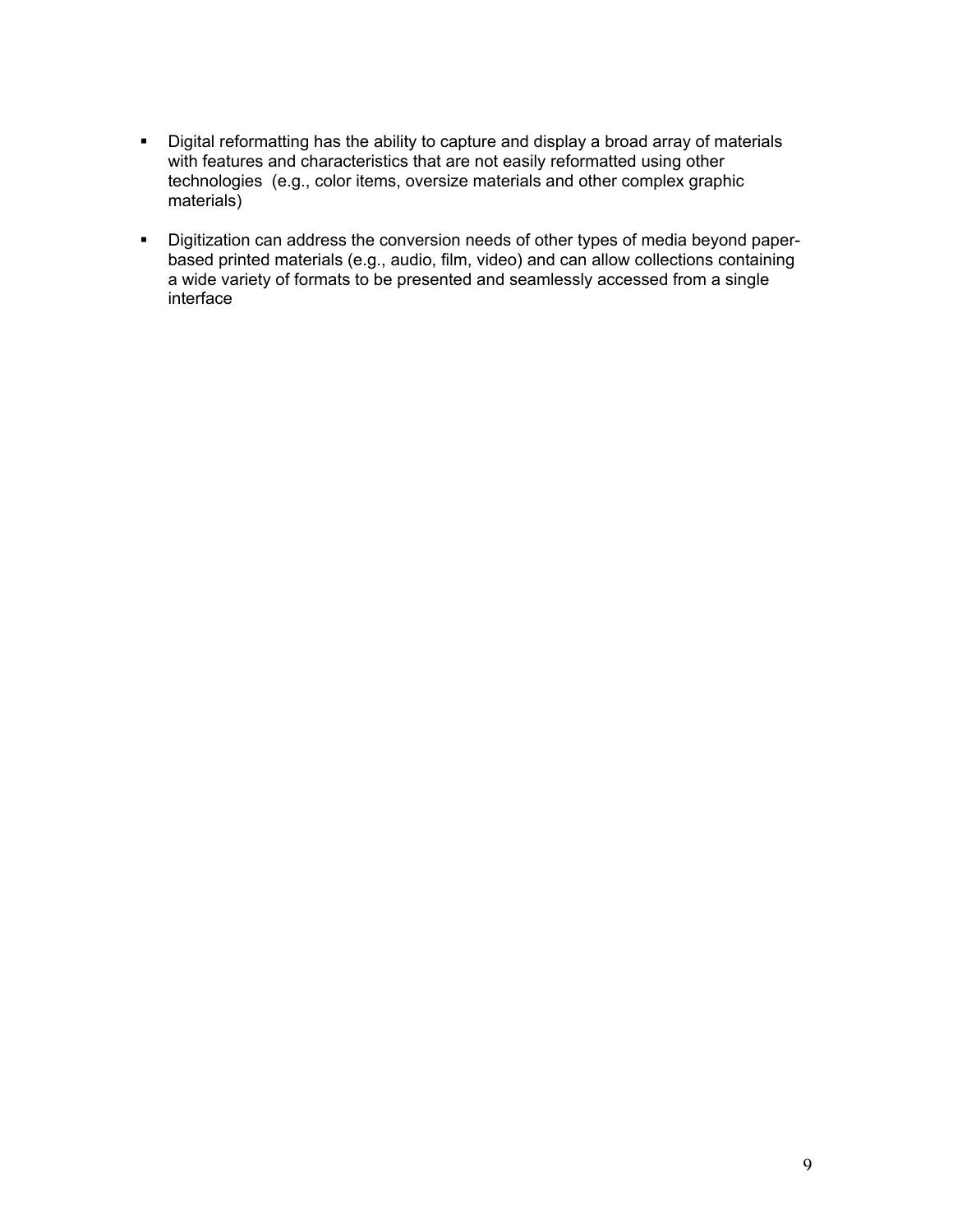- Digital reformatting has the ability to capture and display a broad array of materials with features and characteristics that are not easily reformatted using other technologies (e.g., color items, oversize materials and other complex graphic materials)

- Digitization can address the conversion needs of other types of media beyond paper-based printed materials (e.g., audio, film, video) and can allow collections containing a wide variety of formats to be presented and seamlessly accessed from a single interface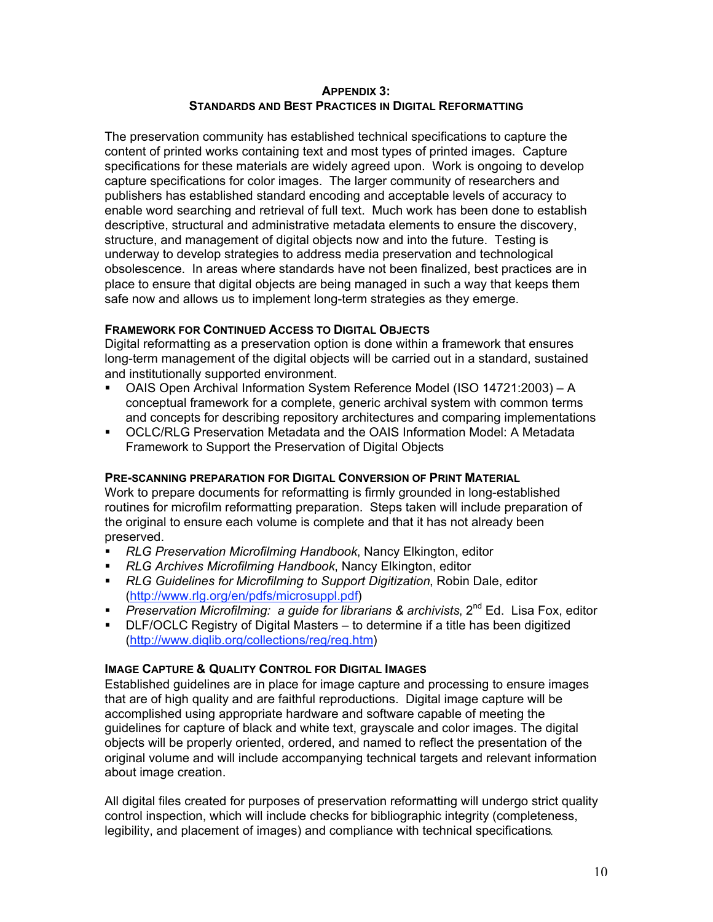## Appendix 3:
## Standards and Best Practices in Digital Reformatting

The preservation community has established technical specifications to capture the content of printed works containing text and most types of printed images. Capture specifications for these materials are widely agreed upon. Work is ongoing to develop capture specifications for color images. The larger community of researchers and publishers has established standard encoding and acceptable levels of accuracy to enable word searching and retrieval of full text. Much work has been done to establish descriptive, structural and administrative metadata elements to ensure the discovery, structure, and management of digital objects now and into the future. Testing is underway to develop strategies to address media preservation and technological obsolescence. In areas where standards have not been finalized, best practices are in place to ensure that digital objects are being managed in such a way that keeps them safe now and allows us to implement long-term strategies as they emerge.

### Framework for Continued Access to Digital Objects

Digital reformatting as a preservation option is done within a framework that ensures long-term management of the digital objects will be carried out in a standard, sustained and institutionally supported environment.

- OAIS Open Archival Information System Reference Model (ISO 14721:2003) – A conceptual framework for a complete, generic archival system with common terms and concepts for describing repository architectures and comparing implementations
- OCLC/RLG Preservation Metadata and the OAIS Information Model: A Metadata Framework to Support the Preservation of Digital Objects

### Pre-scanning Preparation for Digital Conversion of Print Material

Work to prepare documents for reformatting is firmly grounded in long-established routines for microfilm reformatting preparation. Steps taken will include preparation of the original to ensure each volume is complete and that it has not already been preserved.

- *RLG Preservation Microfilming Handbook*, Nancy Elkington, editor
- *RLG Archives Microfilming Handbook*, Nancy Elkington, editor
- *RLG Guidelines for Microfilming to Support Digitization*, Robin Dale, editor (http://www.rlg.org/en/pdfs/microsuppl.pdf)
- *Preservation Microfilming: a guide for librarians & archivists*, 2nd Ed. Lisa Fox, editor
- DLF/OCLC Registry of Digital Masters – to determine if a title has been digitized (http://www.diglib.org/collections/reg/reg.htm)

### Image Capture & Quality Control for Digital Images

Established guidelines are in place for image capture and processing to ensure images that are of high quality and are faithful reproductions. Digital image capture will be accomplished using appropriate hardware and software capable of meeting the guidelines for capture of black and white text, grayscale and color images. The digital objects will be properly oriented, ordered, and named to reflect the presentation of the original volume and will include accompanying technical targets and relevant information about image creation.

All digital files created for purposes of preservation reformatting will undergo strict quality control inspection, which will include checks for bibliographic integrity (completeness, legibility, and placement of images) and compliance with technical specifications.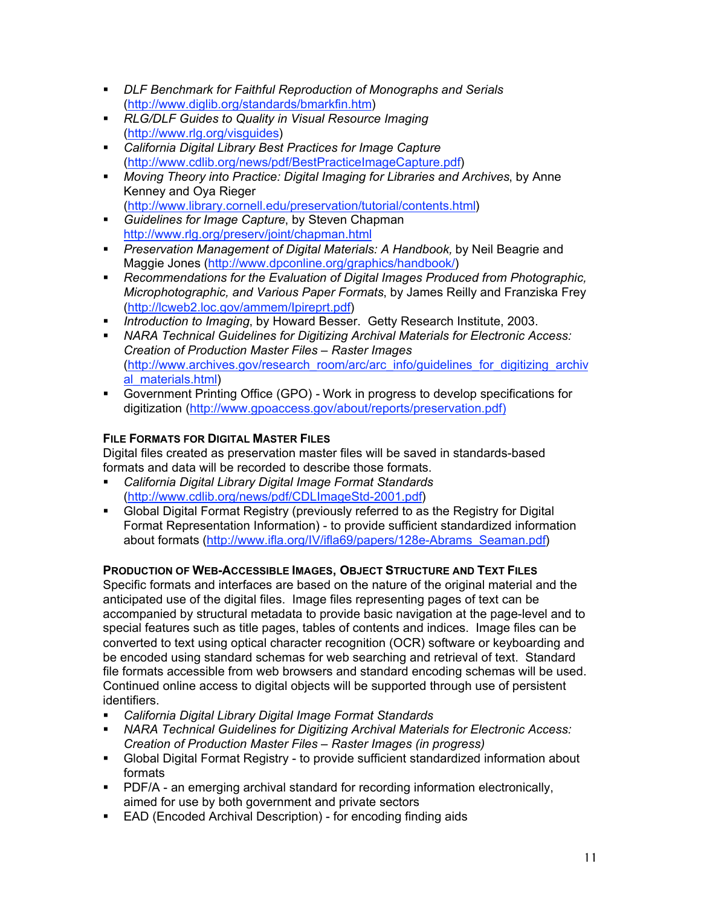- *DLF Benchmark for Faithful Reproduction of Monographs and Serials* (http://www.diglib.org/standards/bmarkfin.htm)
- *RLG/DLF Guides to Quality in Visual Resource Imaging* (http://www.rlg.org/visguides)
- *California Digital Library Best Practices for Image Capture* (http://www.cdlib.org/news/pdf/BestPracticeImageCapture.pdf)
- *Moving Theory into Practice: Digital Imaging for Libraries and Archives*, by Anne Kenney and Oya Rieger (http://www.library.cornell.edu/preservation/tutorial/contents.html)
- *Guidelines for Image Capture*, by Steven Chapman http://www.rlg.org/preserv/joint/chapman.html
- *Preservation Management of Digital Materials: A Handbook,* by Neil Beagrie and Maggie Jones (http://www.dpconline.org/graphics/handbook/)
- *Recommendations for the Evaluation of Digital Images Produced from Photographic, Microphotographic, and Various Paper Formats*, by James Reilly and Franziska Frey (http://lcweb2.loc.gov/ammem/lpireprt.pdf)
- *Introduction to Imaging*, by Howard Besser. Getty Research Institute, 2003.
- *NARA Technical Guidelines for Digitizing Archival Materials for Electronic Access: Creation of Production Master Files – Raster Images* (http://www.archives.gov/research_room/arc/arc_info/guidelines_for_digitizing_archival_materials.html)
- Government Printing Office (GPO) - Work in progress to develop specifications for digitization (http://www.gpoaccess.gov/about/reports/preservation.pdf)

**FILE FORMATS FOR DIGITAL MASTER FILES**

Digital files created as preservation master files will be saved in standards-based formats and data will be recorded to describe those formats.

- *California Digital Library Digital Image Format Standards* (http://www.cdlib.org/news/pdf/CDLImageStd-2001.pdf)
- Global Digital Format Registry (previously referred to as the Registry for Digital Format Representation Information) - to provide sufficient standardized information about formats (http://www.ifla.org/IV/ifla69/papers/128e-Abrams_Seaman.pdf)

**PRODUCTION OF WEB-ACCESSIBLE IMAGES, OBJECT STRUCTURE AND TEXT FILES**

Specific formats and interfaces are based on the nature of the original material and the anticipated use of the digital files. Image files representing pages of text can be accompanied by structural metadata to provide basic navigation at the page-level and to special features such as title pages, tables of contents and indices. Image files can be converted to text using optical character recognition (OCR) software or keyboarding and be encoded using standard schemas for web searching and retrieval of text. Standard file formats accessible from web browsers and standard encoding schemas will be used. Continued online access to digital objects will be supported through use of persistent identifiers.

- *California Digital Library Digital Image Format Standards*
- *NARA Technical Guidelines for Digitizing Archival Materials for Electronic Access: Creation of Production Master Files – Raster Images (in progress)*
- Global Digital Format Registry - to provide sufficient standardized information about formats
- PDF/A - an emerging archival standard for recording information electronically, aimed for use by both government and private sectors
- EAD (Encoded Archival Description) - for encoding finding aids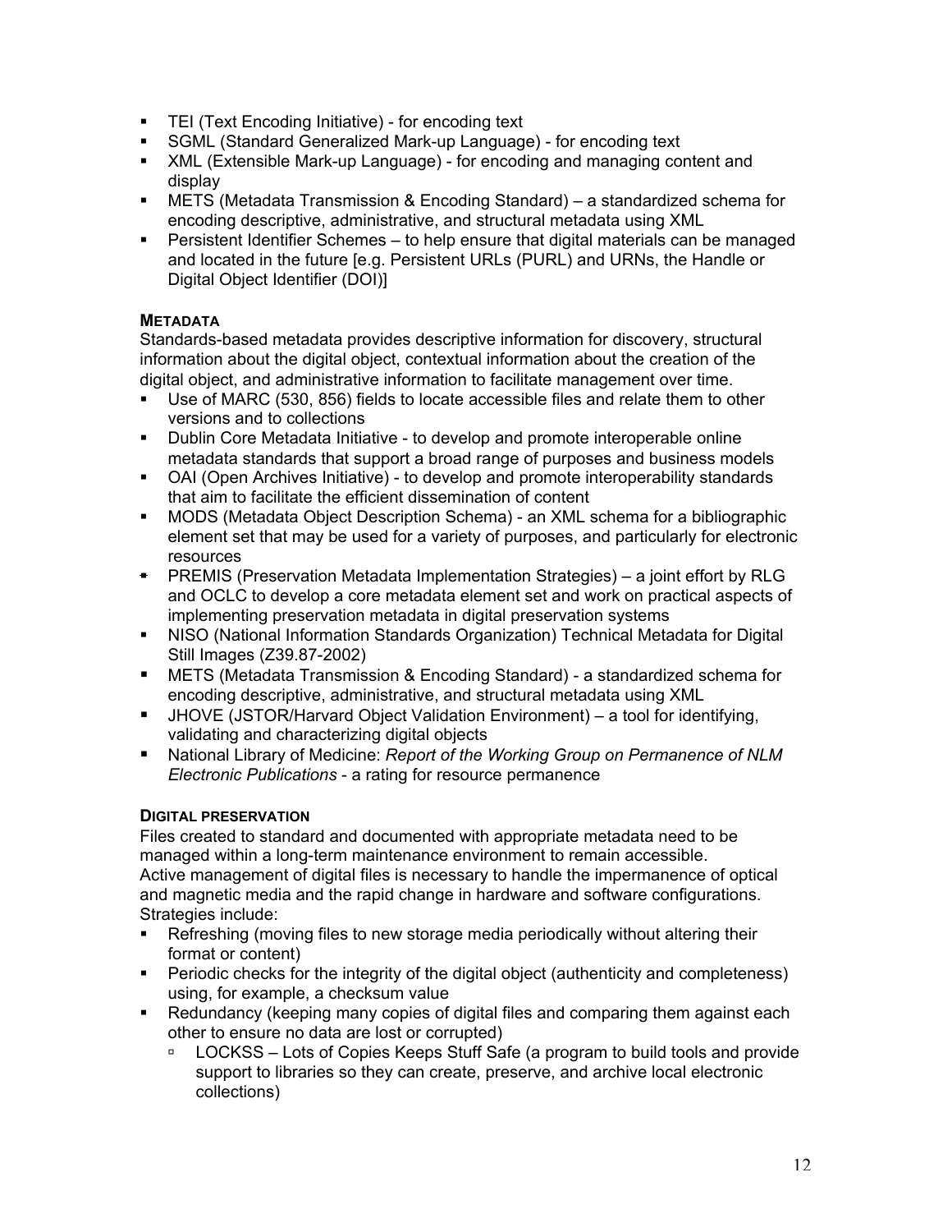- TEI (Text Encoding Initiative) - for encoding text
- SGML (Standard Generalized Mark-up Language) - for encoding text
- XML (Extensible Mark-up Language) - for encoding and managing content and display
- METS (Metadata Transmission & Encoding Standard) – a standardized schema for encoding descriptive, administrative, and structural metadata using XML
- Persistent Identifier Schemes – to help ensure that digital materials can be managed and located in the future [e.g. Persistent URLs (PURL) and URNs, the Handle or Digital Object Identifier (DOI)]

**METADATA**

Standards-based metadata provides descriptive information for discovery, structural information about the digital object, contextual information about the creation of the digital object, and administrative information to facilitate management over time.

- Use of MARC (530, 856) fields to locate accessible files and relate them to other versions and to collections
- Dublin Core Metadata Initiative - to develop and promote interoperable online metadata standards that support a broad range of purposes and business models
- OAI (Open Archives Initiative) - to develop and promote interoperability standards that aim to facilitate the efficient dissemination of content
- MODS (Metadata Object Description Schema) - an XML schema for a bibliographic element set that may be used for a variety of purposes, and particularly for electronic resources
- PREMIS (Preservation Metadata Implementation Strategies) – a joint effort by RLG and OCLC to develop a core metadata element set and work on practical aspects of implementing preservation metadata in digital preservation systems
- NISO (National Information Standards Organization) Technical Metadata for Digital Still Images (Z39.87-2002)
- METS (Metadata Transmission & Encoding Standard) - a standardized schema for encoding descriptive, administrative, and structural metadata using XML
- JHOVE (JSTOR/Harvard Object Validation Environment) – a tool for identifying, validating and characterizing digital objects
- National Library of Medicine: *Report of the Working Group on Permanence of NLM Electronic Publications* - a rating for resource permanence

**DIGITAL PRESERVATION**

Files created to standard and documented with appropriate metadata need to be managed within a long-term maintenance environment to remain accessible.
Active management of digital files is necessary to handle the impermanence of optical and magnetic media and the rapid change in hardware and software configurations.
Strategies include:

- Refreshing (moving files to new storage media periodically without altering their format or content)
- Periodic checks for the integrity of the digital object (authenticity and completeness) using, for example, a checksum value
- Redundancy (keeping many copies of digital files and comparing them against each other to ensure no data are lost or corrupted)
  - LOCKSS – Lots of Copies Keeps Stuff Safe (a program to build tools and provide support to libraries so they can create, preserve, and archive local electronic collections)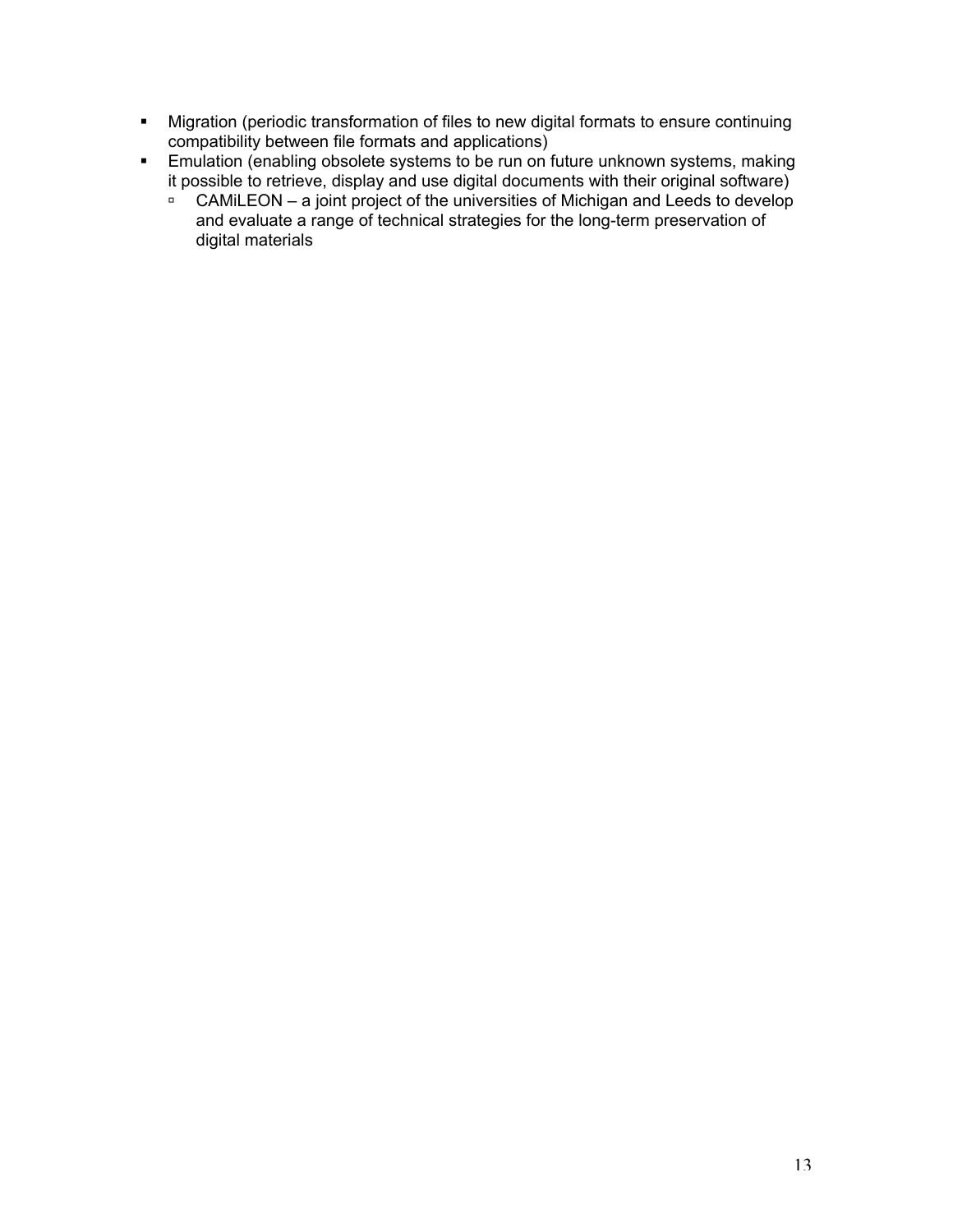- Migration (periodic transformation of files to new digital formats to ensure continuing compatibility between file formats and applications)
- Emulation (enabling obsolete systems to be run on future unknown systems, making it possible to retrieve, display and use digital documents with their original software)
  - CAMiLEON – a joint project of the universities of Michigan and Leeds to develop and evaluate a range of technical strategies for the long-term preservation of digital materials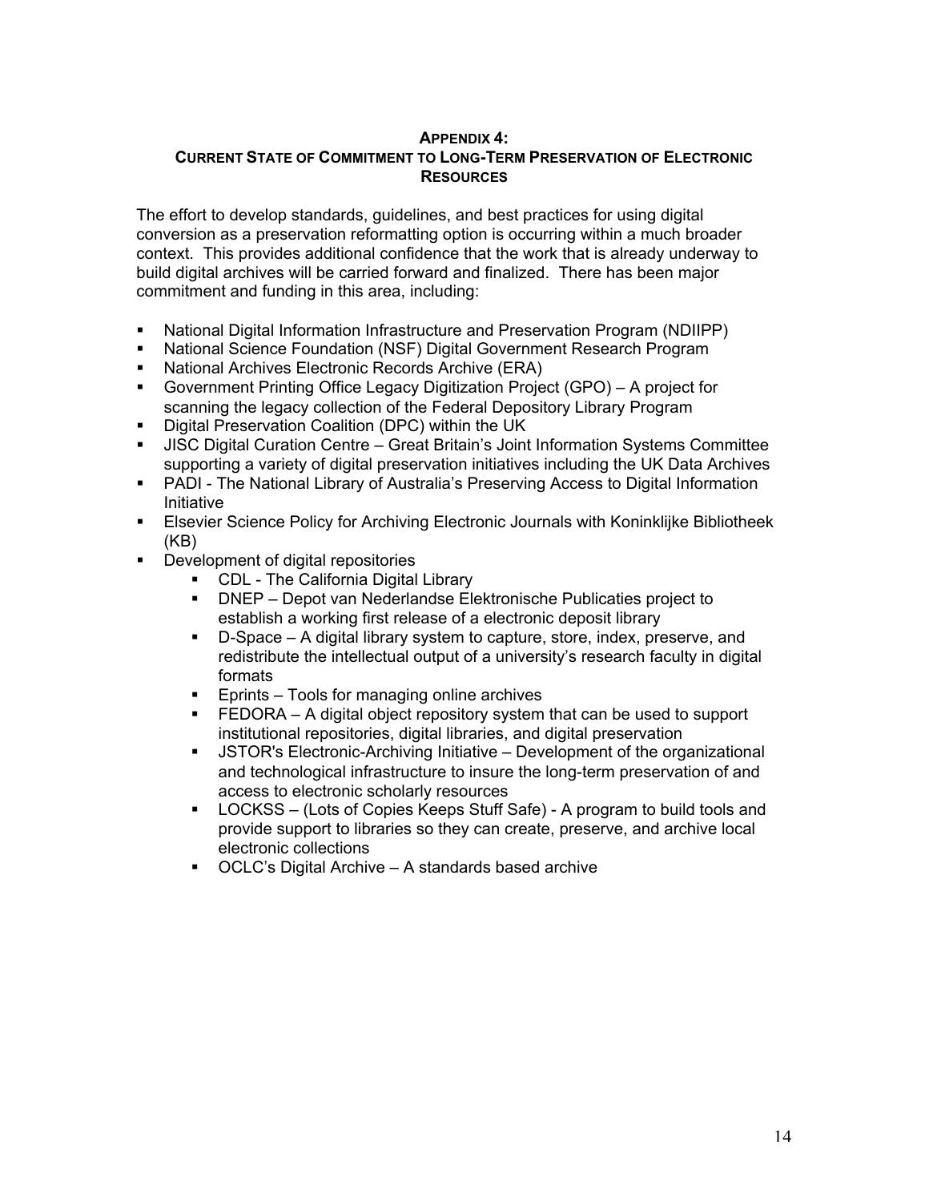## APPENDIX 4:
## CURRENT STATE OF COMMITMENT TO LONG-TERM PRESERVATION OF ELECTRONIC RESOURCES

The effort to develop standards, guidelines, and best practices for using digital conversion as a preservation reformatting option is occurring within a much broader context. This provides additional confidence that the work that is already underway to build digital archives will be carried forward and finalized. There has been major commitment and funding in this area, including:

- National Digital Information Infrastructure and Preservation Program (NDIIPP)
- National Science Foundation (NSF) Digital Government Research Program
- National Archives Electronic Records Archive (ERA)
- Government Printing Office Legacy Digitization Project (GPO) – A project for scanning the legacy collection of the Federal Depository Library Program
- Digital Preservation Coalition (DPC) within the UK
- JISC Digital Curation Centre – Great Britain's Joint Information Systems Committee supporting a variety of digital preservation initiatives including the UK Data Archives
- PADI - The National Library of Australia's Preserving Access to Digital Information Initiative
- Elsevier Science Policy for Archiving Electronic Journals with Koninklijke Bibliotheek (KB)
- Development of digital repositories
  - CDL - The California Digital Library
  - DNEP – Depot van Nederlandse Elektronische Publicaties project to establish a working first release of a electronic deposit library
  - D-Space – A digital library system to capture, store, index, preserve, and redistribute the intellectual output of a university's research faculty in digital formats
  - Eprints – Tools for managing online archives
  - FEDORA – A digital object repository system that can be used to support institutional repositories, digital libraries, and digital preservation
  - JSTOR's Electronic-Archiving Initiative – Development of the organizational and technological infrastructure to insure the long-term preservation of and access to electronic scholarly resources
  - LOCKSS – (Lots of Copies Keeps Stuff Safe) - A program to build tools and provide support to libraries so they can create, preserve, and archive local electronic collections
  - OCLC's Digital Archive – A standards based archive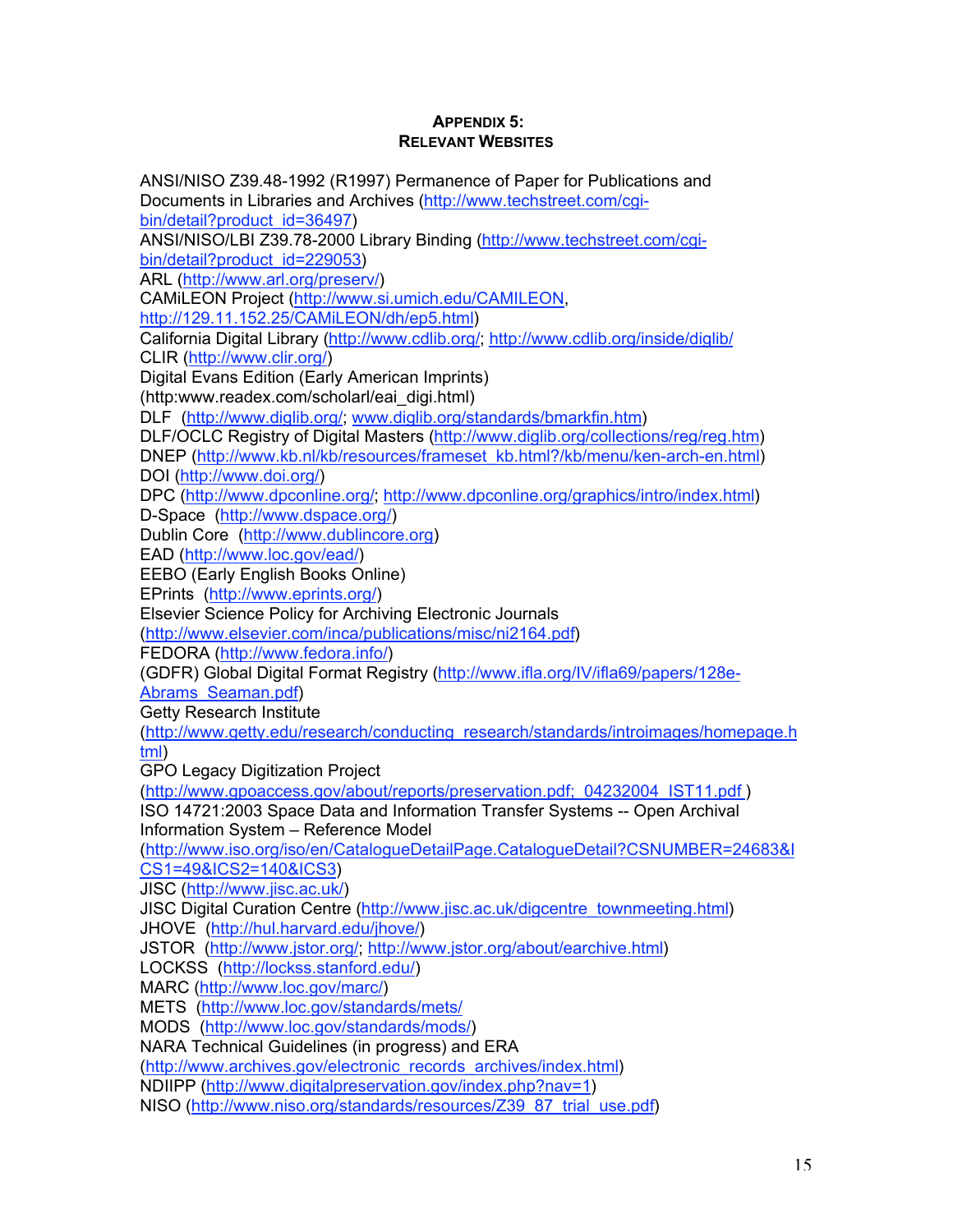## APPENDIX 5:
## RELEVANT WEBSITES

ANSI/NISO Z39.48-1992 (R1997) Permanence of Paper for Publications and Documents in Libraries and Archives (http://www.techstreet.com/cgi-bin/detail?product_id=36497)
ANSI/NISO/LBI Z39.78-2000 Library Binding (http://www.techstreet.com/cgi-bin/detail?product_id=229053)
ARL (http://www.arl.org/preserv/)
CAMiLEON Project (http://www.si.umich.edu/CAMILEON, http://129.11.152.25/CAMiLEON/dh/ep5.html)
California Digital Library (http://www.cdlib.org/; http://www.cdlib.org/inside/diglib/
CLIR (http://www.clir.org/)
Digital Evans Edition (Early American Imprints) (http:www.readex.com/scholarl/eai_digi.html)
DLF (http://www.diglib.org/; www.diglib.org/standards/bmarkfin.htm)
DLF/OCLC Registry of Digital Masters (http://www.diglib.org/collections/reg/reg.htm)
DNEP (http://www.kb.nl/kb/resources/frameset_kb.html?/kb/menu/ken-arch-en.html)
DOI (http://www.doi.org/)
DPC (http://www.dpconline.org/; http://www.dpconline.org/graphics/intro/index.html)
D-Space (http://www.dspace.org/)
Dublin Core (http://www.dublincore.org)
EAD (http://www.loc.gov/ead/)
EEBO (Early English Books Online)
EPrints (http://www.eprints.org/)
Elsevier Science Policy for Archiving Electronic Journals (http://www.elsevier.com/inca/publications/misc/ni2164.pdf)
FEDORA (http://www.fedora.info/)
(GDFR) Global Digital Format Registry (http://www.ifla.org/IV/ifla69/papers/128e-Abrams_Seaman.pdf)
Getty Research Institute (http://www.getty.edu/research/conducting_research/standards/introimages/homepage.html)
GPO Legacy Digitization Project (http://www.gpoaccess.gov/about/reports/preservation.pdf; 04232004_IST11.pdf )
ISO 14721:2003 Space Data and Information Transfer Systems -- Open Archival Information System – Reference Model (http://www.iso.org/iso/en/CatalogueDetailPage.CatalogueDetail?CSNUMBER=24683&ICS1=49&ICS2=140&ICS3)
JISC (http://www.jisc.ac.uk/)
JISC Digital Curation Centre (http://www.jisc.ac.uk/digcentre_townmeeting.html)
JHOVE (http://hul.harvard.edu/jhove/)
JSTOR (http://www.jstor.org/; http://www.jstor.org/about/earchive.html)
LOCKSS (http://lockss.stanford.edu/)
MARC (http://www.loc.gov/marc/)
METS (http://www.loc.gov/standards/mets/
MODS (http://www.loc.gov/standards/mods/)
NARA Technical Guidelines (in progress) and ERA (http://www.archives.gov/electronic_records_archives/index.html)
NDIIPP (http://www.digitalpreservation.gov/index.php?nav=1)
NISO (http://www.niso.org/standards/resources/Z39_87_trial_use.pdf)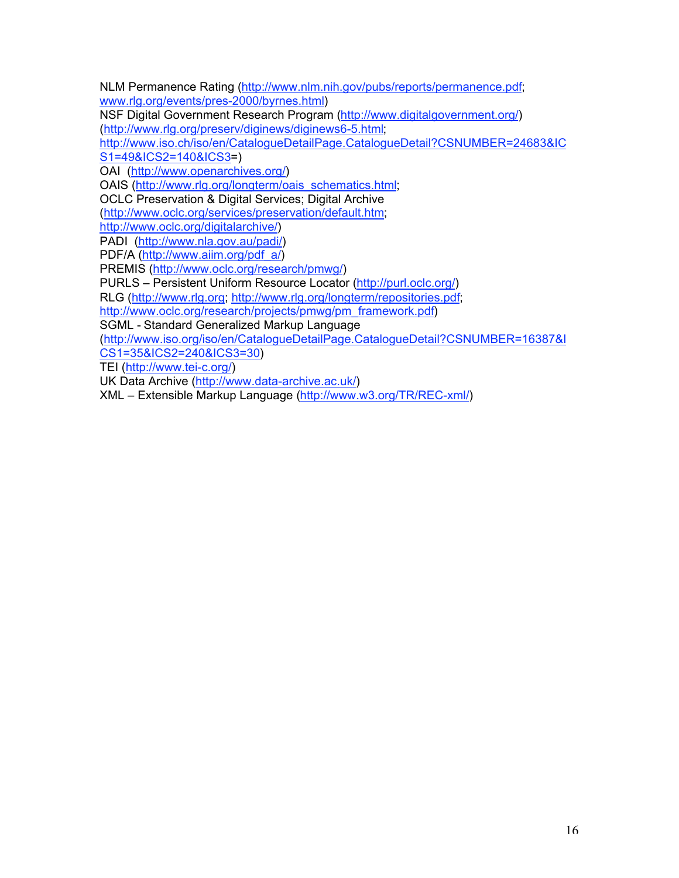NLM Permanence Rating (http://www.nlm.nih.gov/pubs/reports/permanence.pdf; www.rlg.org/events/pres-2000/byrnes.html)
NSF Digital Government Research Program (http://www.digitalgovernment.org/) (http://www.rlg.org/preserv/diginews/diginews6-5.html; http://www.iso.ch/iso/en/CatalogueDetailPage.CatalogueDetail?CSNUMBER=24683&ICS1=49&ICS2=140&ICS3=)
OAI (http://www.openarchives.org/)
OAIS (http://www.rlg.org/longterm/oais_schematics.html;
OCLC Preservation & Digital Services; Digital Archive (http://www.oclc.org/services/preservation/default.htm; http://www.oclc.org/digitalarchive/)
PADI (http://www.nla.gov.au/padi/)
PDF/A (http://www.aiim.org/pdf_a/)
PREMIS (http://www.oclc.org/research/pmwg/)
PURLS – Persistent Uniform Resource Locator (http://purl.oclc.org/)
RLG (http://www.rlg.org; http://www.rlg.org/longterm/repositories.pdf; http://www.oclc.org/research/projects/pmwg/pm_framework.pdf)
SGML - Standard Generalized Markup Language (http://www.iso.org/iso/en/CatalogueDetailPage.CatalogueDetail?CSNUMBER=16387&ICS1=35&ICS2=240&ICS3=30)
TEI (http://www.tei-c.org/)
UK Data Archive (http://www.data-archive.ac.uk/)
XML – Extensible Markup Language (http://www.w3.org/TR/REC-xml/)